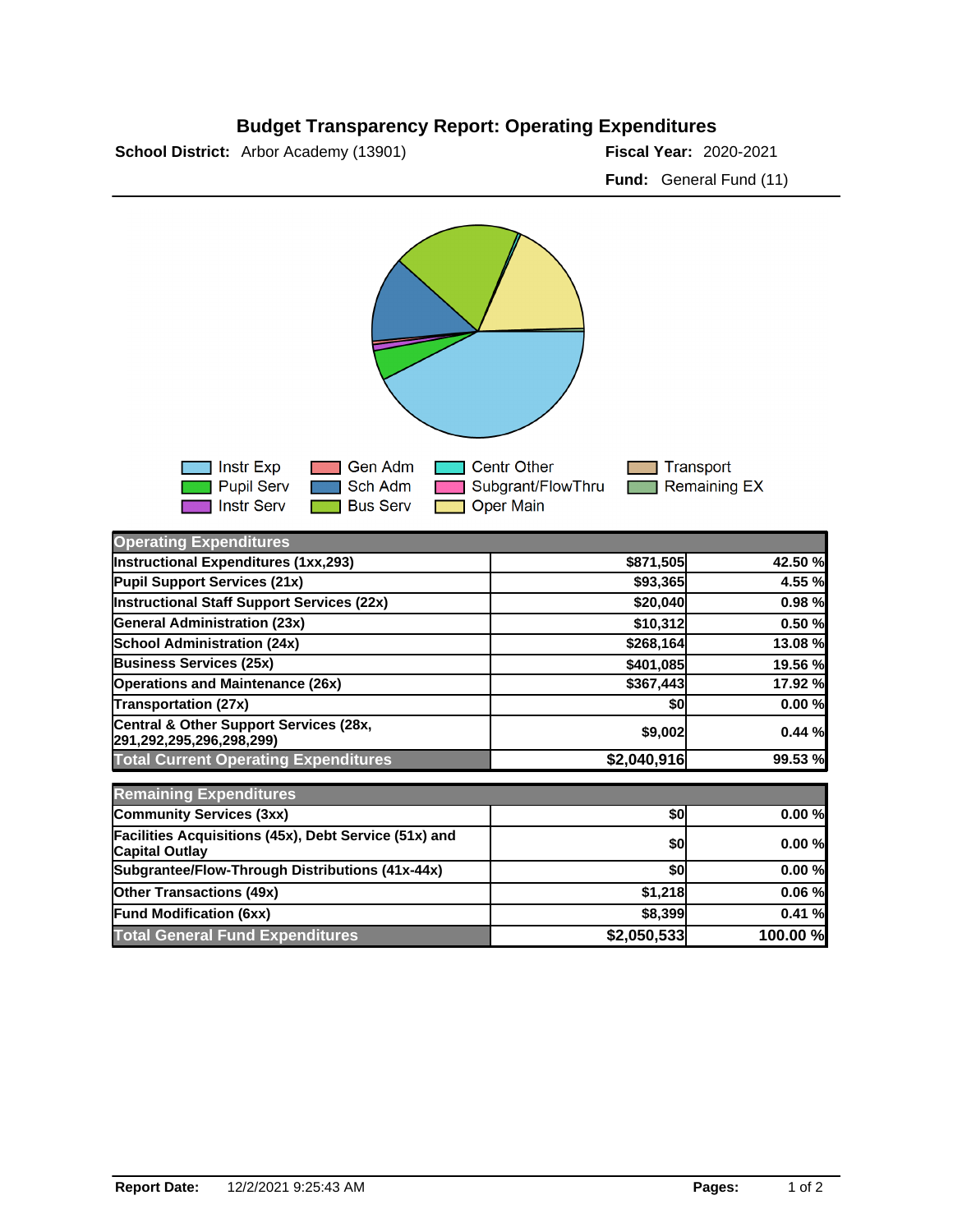# Budget Transparency Report: Operating Expenditures

**School District:** Arbor Academy (13901)

**Fiscal Year:** 2020-2021

**Fund:** General Fund (11)

Instr Exp | Gen Adm | Centr Other | Transport | Pupil Serv | Sch Adm | Subgrant/FlowThru | Remaining EX | Instr Serv | Bus Serv | Oper Main

| Operating Expenditures | | |
|---|---|---|
| Instructional Expenditures (1xx,293) | $871,505 | 42.50 % |
| Pupil Support Services (21x) | $93,365 | 4.55 % |
| Instructional Staff Support Services (22x) | $20,040 | 0.98 % |
| General Administration (23x) | $10,312 | 0.50 % |
| School Administration (24x) | $268,164 | 13.08 % |
| Business Services (25x) | $401,085 | 19.56 % |
| Operations and Maintenance (26x) | $367,443 | 17.92 % |
| Transportation (27x) | $0 | 0.00 % |
| Central & Other Support Services (28x, 291,292,295,296,298,299) | $9,002 | 0.44 % |
| **Total Current Operating Expenditures** | **$2,040,916** | **99.53 %** |

| Remaining Expenditures | | |
|---|---|---|
| Community Services (3xx) | $0 | 0.00 % |
| Facilities Acquisitions (45x), Debt Service (51x) and Capital Outlay | $0 | 0.00 % |
| Subgrantee/Flow-Through Distributions (41x-44x) | $0 | 0.00 % |
| Other Transactions (49x) | $1,218 | 0.06 % |
| Fund Modification (6xx) | $8,399 | 0.41 % |
| **Total General Fund Expenditures** | **$2,050,533** | **100.00 %** |

**Report Date:** 12/2/2021 9:25:43 AM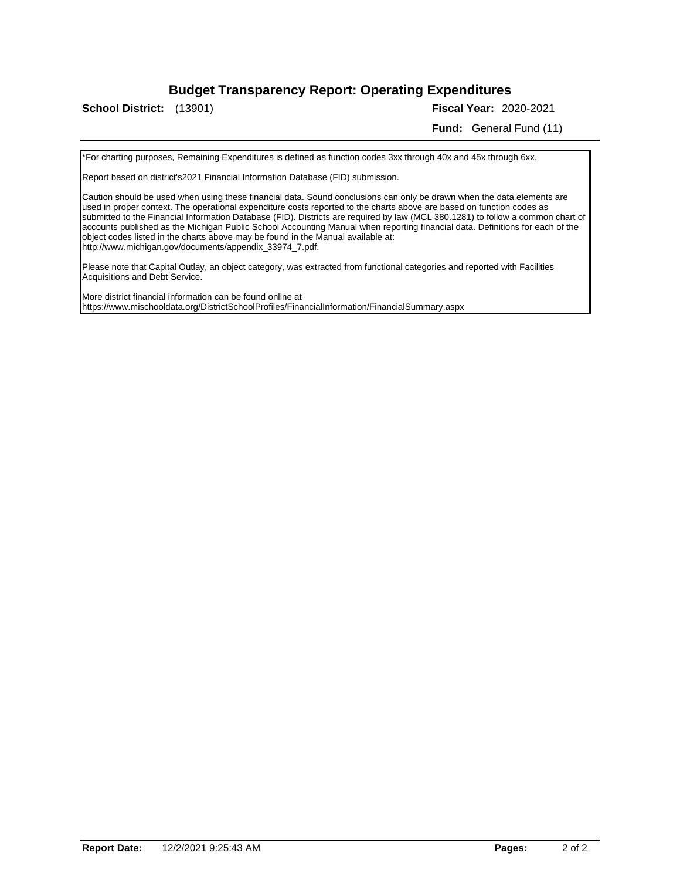# Budget Transparency Report: Operating Expenditures

**School District:** (13901)

**Fiscal Year:** 2020-2021

**Fund:** General Fund (11)

*For charting purposes, Remaining Expenditures is defined as function codes 3xx through 40x and 45x through 6xx.

Report based on district's2021 Financial Information Database (FID) submission.

Caution should be used when using these financial data. Sound conclusions can only be drawn when the data elements are used in proper context. The operational expenditure costs reported to the charts above are based on function codes as submitted to the Financial Information Database (FID). Districts are required by law (MCL 380.1281) to follow a common chart of accounts published as the Michigan Public School Accounting Manual when reporting financial data. Definitions for each of the object codes listed in the charts above may be found in the Manual available at: http://www.michigan.gov/documents/appendix_33974_7.pdf.

Please note that Capital Outlay, an object category, was extracted from functional categories and reported with Facilities Acquisitions and Debt Service.

More district financial information can be found online at https://www.mischooldata.org/DistrictSchoolProfiles/FinancialInformation/FinancialSummary.aspx

**Report Date:** 12/2/2021 9:25:43 AM